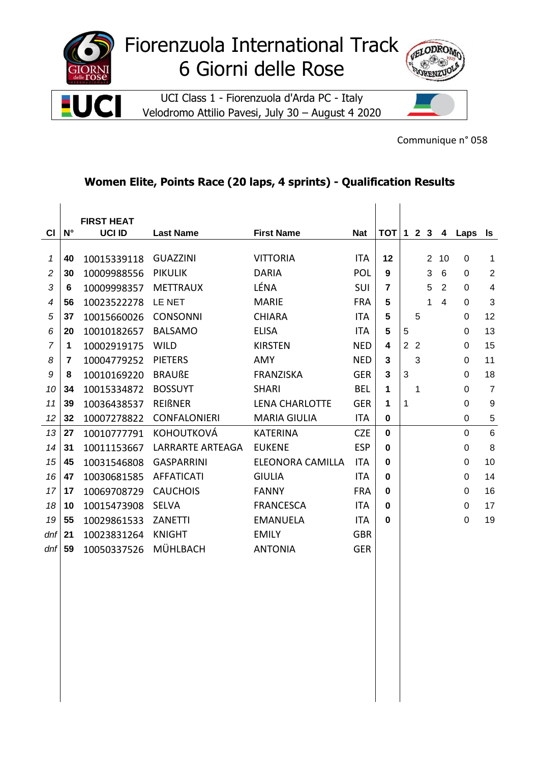# Fiorenzuola International Track
## 6 Giorni delle Rose

UCI Class 1 - Fiorenzuola d'Arda PC - Italy
Velodromo Attilio Pavesi, July 30 – August 4 2020

Communique n° 058

### Women Elite, Points Race (20 laps, 4 sprints) - Qualification Results

FIRST HEAT

| Cl | N° | UCI ID | Last Name | First Name | Nat | TOT | 1 | 2 | 3 | 4 | Laps | ls |
|---|---|---|---|---|---|---|---|---|---|---|---|---|
| 1 | 40 | 10015339118 | GUAZZINI | VITTORIA | ITA | 12 | | | 2 | 10 | 0 | 1 |
| 2 | 30 | 10009988556 | PIKULIK | DARIA | POL | 9 | | | 3 | 6 | 0 | 2 |
| 3 | 6 | 10009998357 | METTRAUX | LÉNA | SUI | 7 | | | 5 | 2 | 0 | 4 |
| 4 | 56 | 10023522278 | LE NET | MARIE | FRA | 5 | | | 1 | 4 | 0 | 3 |
| 5 | 37 | 10015660026 | CONSONNI | CHIARA | ITA | 5 | | 5 | | | 0 | 12 |
| 6 | 20 | 10010182657 | BALSAMO | ELISA | ITA | 5 | 5 | | | | 0 | 13 |
| 7 | 1 | 10002919175 | WILD | KIRSTEN | NED | 4 | 2 | 2 | | | 0 | 15 |
| 8 | 7 | 10004779252 | PIETERS | AMY | NED | 3 | | 3 | | | 0 | 11 |
| 9 | 8 | 10010169220 | BRAUßE | FRANZISKA | GER | 3 | 3 | | | | 0 | 18 |
| 10 | 34 | 10015334872 | BOSSUYT | SHARI | BEL | 1 | | 1 | | | 0 | 7 |
| 11 | 39 | 10036438537 | REIßNER | LENA CHARLOTTE | GER | 1 | 1 | | | | 0 | 9 |
| 12 | 32 | 10007278822 | CONFALONIERI | MARIA GIULIA | ITA | 0 | | | | | 0 | 5 |
| 13 | 27 | 10010777791 | KOHOUTKOVÁ | KATERINA | CZE | 0 | | | | | 0 | 6 |
| 14 | 31 | 10011153667 | LARRARTE ARTEAGA | EUKENE | ESP | 0 | | | | | 0 | 8 |
| 15 | 45 | 10031546808 | GASPARRINI | ELEONORA CAMILLA | ITA | 0 | | | | | 0 | 10 |
| 16 | 47 | 10030681585 | AFFATICATI | GIULIA | ITA | 0 | | | | | 0 | 14 |
| 17 | 17 | 10069708729 | CAUCHOIS | FANNY | FRA | 0 | | | | | 0 | 16 |
| 18 | 10 | 10015473908 | SELVA | FRANCESCA | ITA | 0 | | | | | 0 | 17 |
| 19 | 55 | 10029861533 | ZANETTI | EMANUELA | ITA | 0 | | | | | 0 | 19 |
| dnf | 21 | 10023831264 | KNIGHT | EMILY | GBR | | | | | | | |
| dnf | 59 | 10050337526 | MÜHLBACH | ANTONIA | GER | | | | | | | |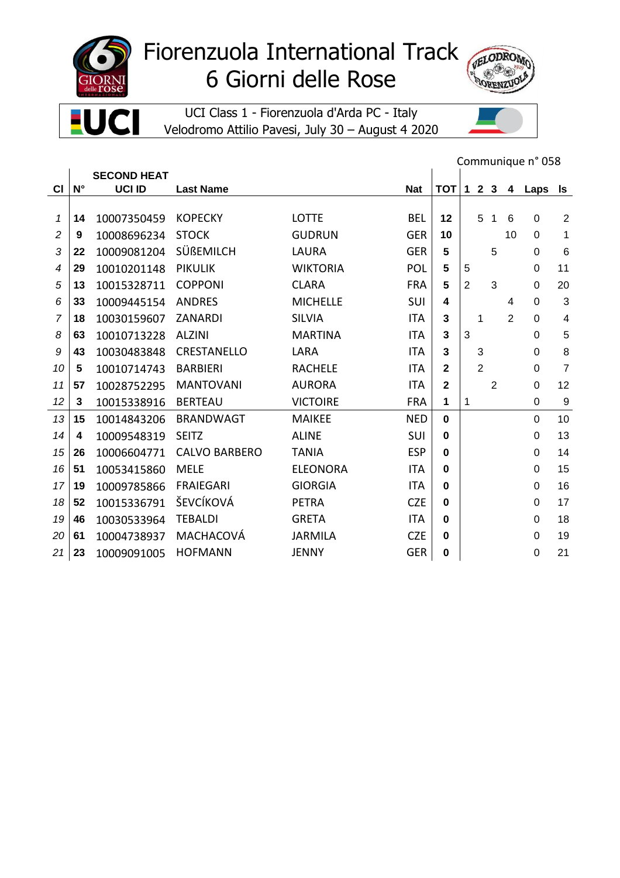# Fiorenzuola International Track
# 6 Giorni delle Rose

UCI Class 1 - Fiorenzuola d'Arda PC - Italy
Velodromo Attilio Pavesi, July 30 – August 4 2020

Communique n° 058

**SECOND HEAT**

| Cl | N° | UCI ID | Last Name | | Nat | TOT | 1 | 2 | 3 | 4 | Laps | ls |
|---|---|---|---|---|---|---|---|---|---|---|---|---|
| 1 | 14 | 10007350459 | KOPECKY | LOTTE | BEL | 12 | | 5 | 1 | 6 | 0 | 2 |
| 2 | 9 | 10008696234 | STOCK | GUDRUN | GER | 10 | | | | 10 | 0 | 1 |
| 3 | 22 | 10009081204 | SÜßEMILCH | LAURA | GER | 5 | | | 5 | | 0 | 6 |
| 4 | 29 | 10010201148 | PIKULIK | WIKTORIA | POL | 5 | 5 | | | | 0 | 11 |
| 5 | 13 | 10015328711 | COPPONI | CLARA | FRA | 5 | 2 | | 3 | | 0 | 20 |
| 6 | 33 | 10009445154 | ANDRES | MICHELLE | SUI | 4 | | | | 4 | 0 | 3 |
| 7 | 18 | 10030159607 | ZANARDI | SILVIA | ITA | 3 | | 1 | | 2 | 0 | 4 |
| 8 | 63 | 10010713228 | ALZINI | MARTINA | ITA | 3 | 3 | | | | 0 | 5 |
| 9 | 43 | 10030483848 | CRESTANELLO | LARA | ITA | 3 | | 3 | | | 0 | 8 |
| 10 | 5 | 10010714743 | BARBIERI | RACHELE | ITA | 2 | | 2 | | | 0 | 7 |
| 11 | 57 | 10028752295 | MANTOVANI | AURORA | ITA | 2 | | | 2 | | 0 | 12 |
| 12 | 3 | 10015338916 | BERTEAU | VICTOIRE | FRA | 1 | 1 | | | | 0 | 9 |
| 13 | 15 | 10014843206 | BRANDWAGT | MAIKEE | NED | 0 | | | | | 0 | 10 |
| 14 | 4 | 10009548319 | SEITZ | ALINE | SUI | 0 | | | | | 0 | 13 |
| 15 | 26 | 10006604771 | CALVO BARBERO | TANIA | ESP | 0 | | | | | 0 | 14 |
| 16 | 51 | 10053415860 | MELE | ELEONORA | ITA | 0 | | | | | 0 | 15 |
| 17 | 19 | 10009785866 | FRAIEGARI | GIORGIA | ITA | 0 | | | | | 0 | 16 |
| 18 | 52 | 10015336791 | ŠEVCÍKOVÁ | PETRA | CZE | 0 | | | | | 0 | 17 |
| 19 | 46 | 10030533964 | TEBALDI | GRETA | ITA | 0 | | | | | 0 | 18 |
| 20 | 61 | 10004738937 | MACHACOVÁ | JARMILA | CZE | 0 | | | | | 0 | 19 |
| 21 | 23 | 10009091005 | HOFMANN | JENNY | GER | 0 | | | | | 0 | 21 |